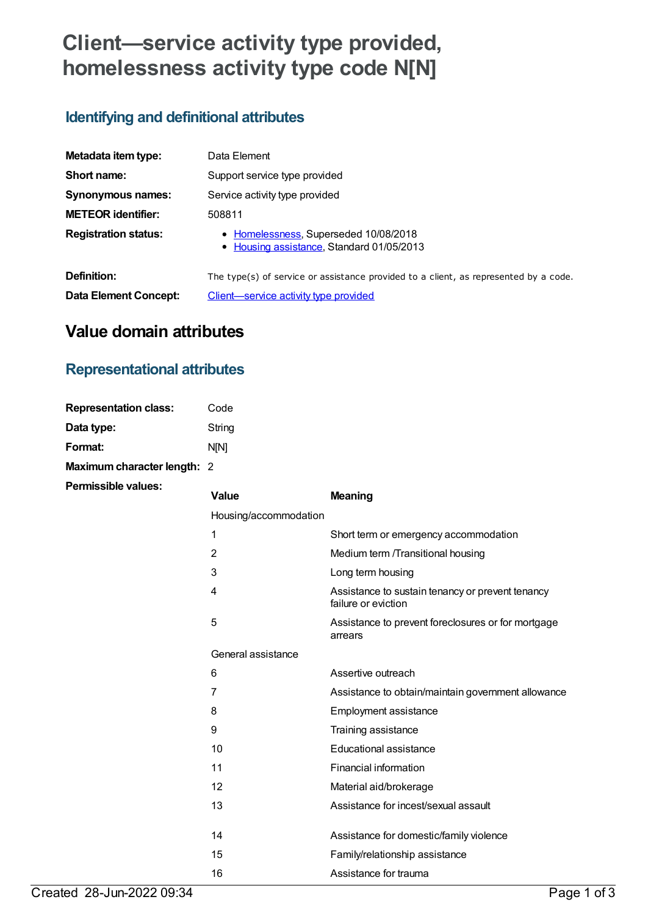# Client—service activity type provided, homelessness activity type code N[N]

## Identifying and definitional attributes

| | |
|---|---|
| **Metadata item type:** | Data Element |
| **Short name:** | Support service type provided |
| **Synonymous names:** | Service activity type provided |
| **METEOR identifier:** | 508811 |
| **Registration status:** | • Homelessness, Superseded 10/08/2018<br>• Housing assistance, Standard 01/05/2013 |
| **Definition:** | The type(s) of service or assistance provided to a client, as represented by a code. |
| **Data Element Concept:** | Client—service activity type provided |

# Value domain attributes

## Representational attributes

| | |
|---|---|
| **Representation class:** | Code |
| **Data type:** | String |
| **Format:** | N[N] |
| **Maximum character length:** | 2 |

**Permissible values:**

| Value | Meaning |
|---|---|
| Housing/accommodation | |
| 1 | Short term or emergency accommodation |
| 2 | Medium term /Transitional housing |
| 3 | Long term housing |
| 4 | Assistance to sustain tenancy or prevent tenancy failure or eviction |
| 5 | Assistance to prevent foreclosures or for mortgage arrears |
| General assistance | |
| 6 | Assertive outreach |
| 7 | Assistance to obtain/maintain government allowance |
| 8 | Employment assistance |
| 9 | Training assistance |
| 10 | Educational assistance |
| 11 | Financial information |
| 12 | Material aid/brokerage |
| 13 | Assistance for incest/sexual assault |
| 14 | Assistance for domestic/family violence |
| 15 | Family/relationship assistance |
| 16 | Assistance for trauma |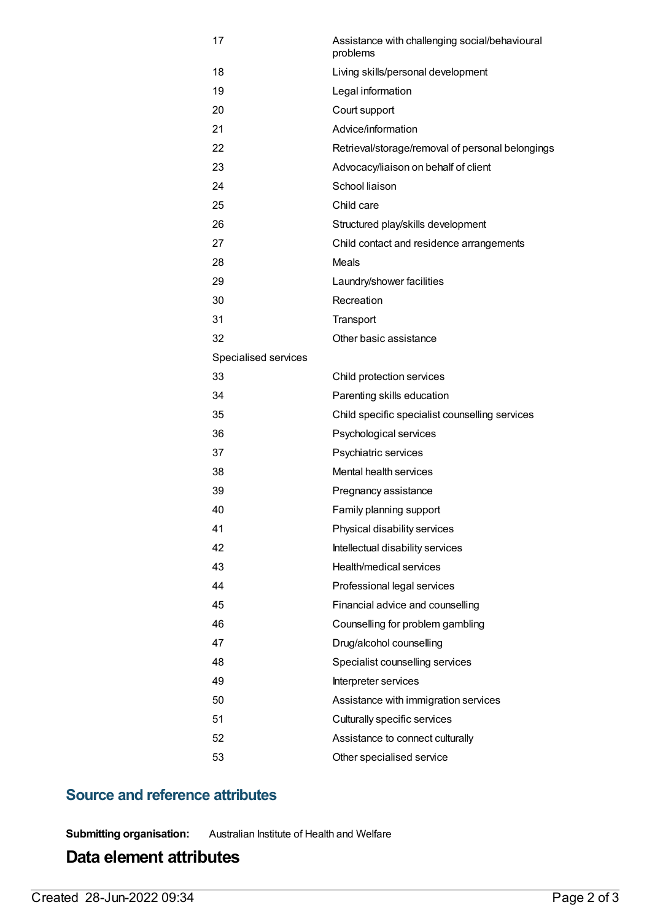| | |
|---|---|
| 17 | Assistance with challenging social/behavioural problems |
| 18 | Living skills/personal development |
| 19 | Legal information |
| 20 | Court support |
| 21 | Advice/information |
| 22 | Retrieval/storage/removal of personal belongings |
| 23 | Advocacy/liaison on behalf of client |
| 24 | School liaison |
| 25 | Child care |
| 26 | Structured play/skills development |
| 27 | Child contact and residence arrangements |
| 28 | Meals |
| 29 | Laundry/shower facilities |
| 30 | Recreation |
| 31 | Transport |
| 32 | Other basic assistance |
| Specialised services | |
| 33 | Child protection services |
| 34 | Parenting skills education |
| 35 | Child specific specialist counselling services |
| 36 | Psychological services |
| 37 | Psychiatric services |
| 38 | Mental health services |
| 39 | Pregnancy assistance |
| 40 | Family planning support |
| 41 | Physical disability services |
| 42 | Intellectual disability services |
| 43 | Health/medical services |
| 44 | Professional legal services |
| 45 | Financial advice and counselling |
| 46 | Counselling for problem gambling |
| 47 | Drug/alcohol counselling |
| 48 | Specialist counselling services |
| 49 | Interpreter services |
| 50 | Assistance with immigration services |
| 51 | Culturally specific services |
| 52 | Assistance to connect culturally |
| 53 | Other specialised service |

## Source and reference attributes

**Submitting organisation:** Australian Institute of Health and Welfare

# Data element attributes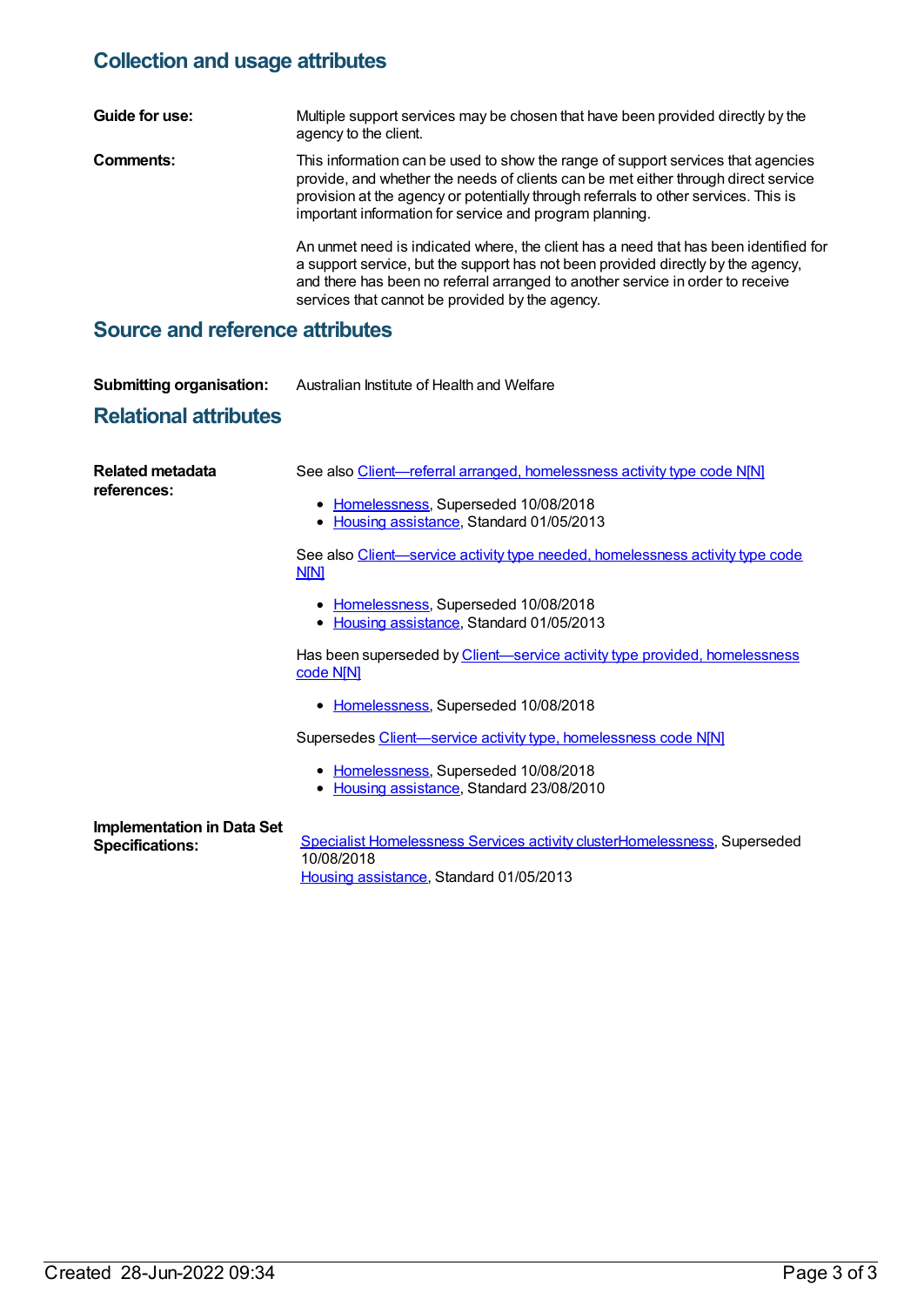## Collection and usage attributes

**Guide for use:** Multiple support services may be chosen that have been provided directly by the agency to the client.

**Comments:** This information can be used to show the range of support services that agencies provide, and whether the needs of clients can be met either through direct service provision at the agency or potentially through referrals to other services. This is important information for service and program planning.

An unmet need is indicated where, the client has a need that has been identified for a support service, but the support has not been provided directly by the agency, and there has been no referral arranged to another service in order to receive services that cannot be provided by the agency.

## Source and reference attributes

**Submitting organisation:** Australian Institute of Health and Welfare

## Relational attributes

**Related metadata references:**

See also Client—referral arranged, homelessness activity type code N[N]

- Homelessness, Superseded 10/08/2018
- Housing assistance, Standard 01/05/2013

See also Client—service activity type needed, homelessness activity type code N[N]

- Homelessness, Superseded 10/08/2018
- Housing assistance, Standard 01/05/2013

Has been superseded by Client—service activity type provided, homelessness code N[N]

- Homelessness, Superseded 10/08/2018

Supersedes Client—service activity type, homelessness code N[N]

- Homelessness, Superseded 10/08/2018
- Housing assistance, Standard 23/08/2010

**Implementation in Data Set Specifications:**

Specialist Homelessness Services activity clusterHomelessness, Superseded 10/08/2018
Housing assistance, Standard 01/05/2013